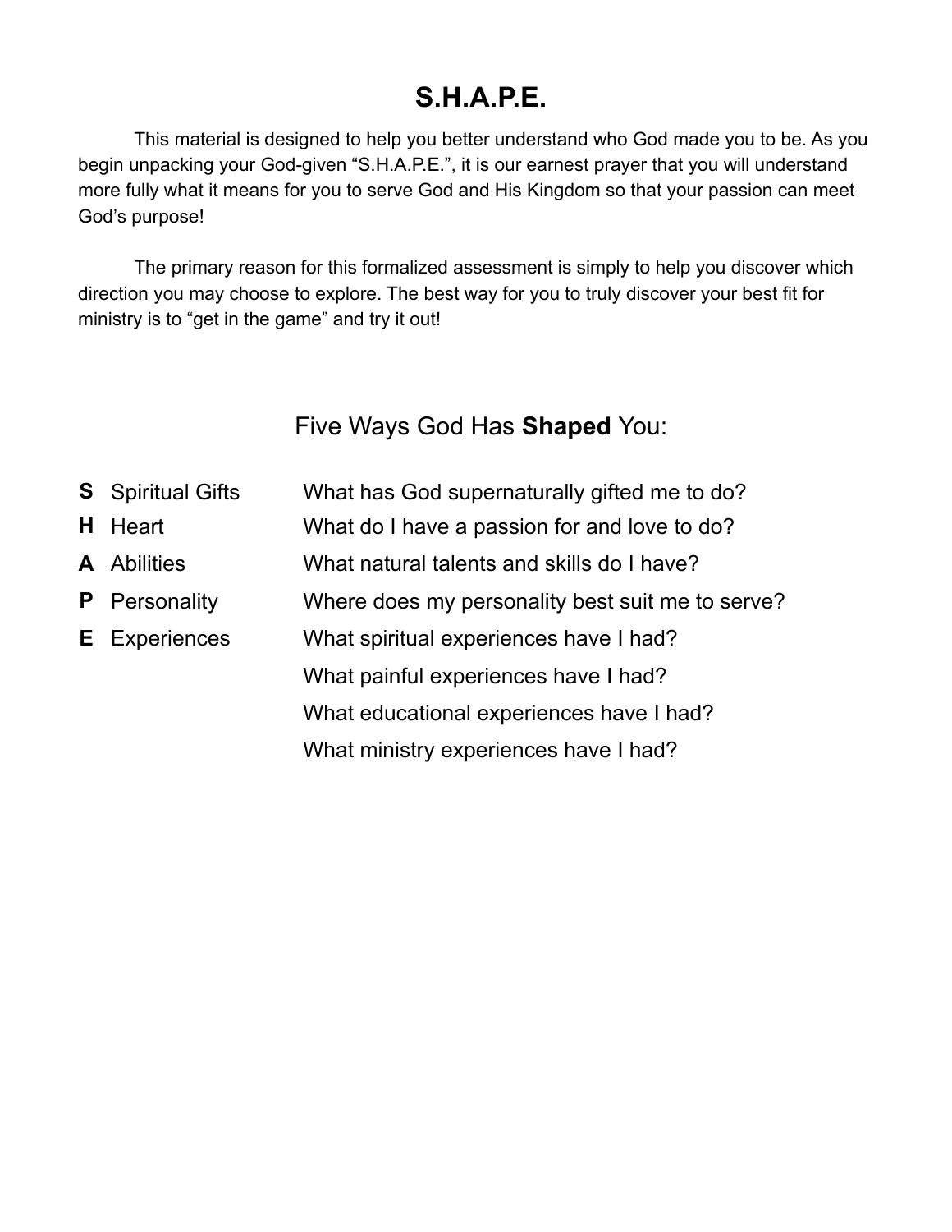# S.H.A.P.E.

This material is designed to help you better understand who God made you to be. As you begin unpacking your God-given "S.H.A.P.E.", it is our earnest prayer that you will understand more fully what it means for you to serve God and His Kingdom so that your passion can meet God's purpose!

The primary reason for this formalized assessment is simply to help you discover which direction you may choose to explore. The best way for you to truly discover your best fit for ministry is to "get in the game" and try it out!

## Five Ways God Has **Shaped** You:

| | | |
|---|---|---|
| **S** | Spiritual Gifts | What has God supernaturally gifted me to do? |
| **H** | Heart | What do I have a passion for and love to do? |
| **A** | Abilities | What natural talents and skills do I have? |
| **P** | Personality | Where does my personality best suit me to serve? |
| **E** | Experiences | What spiritual experiences have I had? |
| | | What painful experiences have I had? |
| | | What educational experiences have I had? |
| | | What ministry experiences have I had? |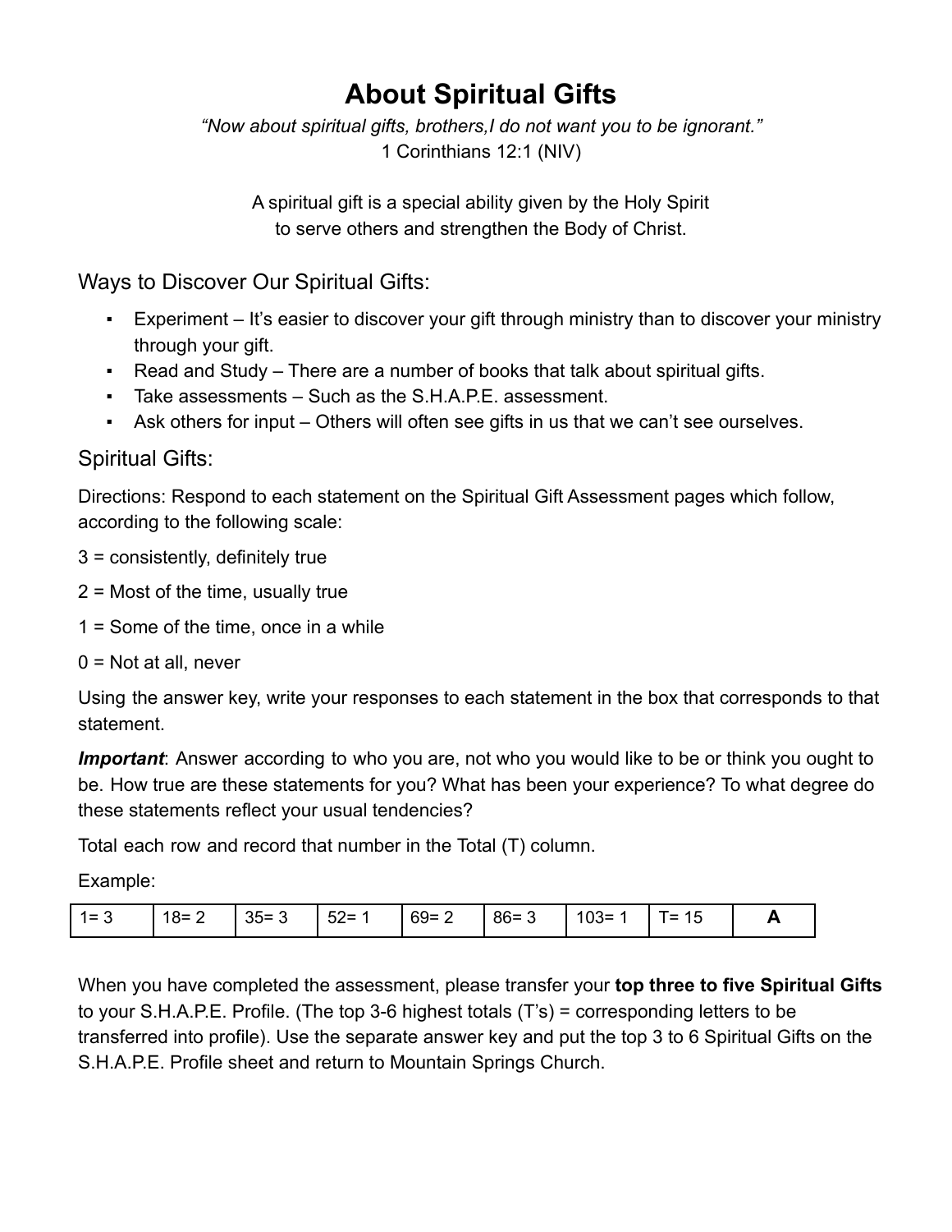# About Spiritual Gifts

*"Now about spiritual gifts, brothers,I do not want you to be ignorant."*
1 Corinthians 12:1 (NIV)

A spiritual gift is a special ability given by the Holy Spirit
to serve others and strengthen the Body of Christ.

## Ways to Discover Our Spiritual Gifts:

- Experiment – It's easier to discover your gift through ministry than to discover your ministry through your gift.
- Read and Study – There are a number of books that talk about spiritual gifts.
- Take assessments – Such as the S.H.A.P.E. assessment.
- Ask others for input – Others will often see gifts in us that we can't see ourselves.

## Spiritual Gifts:

Directions: Respond to each statement on the Spiritual Gift Assessment pages which follow, according to the following scale:

3 = consistently, definitely true

2 = Most of the time, usually true

1 = Some of the time, once in a while

0 = Not at all, never

Using the answer key, write your responses to each statement in the box that corresponds to that statement.

***Important***: Answer according to who you are, not who you would like to be or think you ought to be. How true are these statements for you? What has been your experience? To what degree do these statements reflect your usual tendencies?

Total each row and record that number in the Total (T) column.

Example:

| 1= 3 | 18= 2 | 35= 3 | 52= 1 | 69= 2 | 86= 3 | 103= 1 | T= 15 | **A** |
|---|---|---|---|---|---|---|---|---|

When you have completed the assessment, please transfer your **top three to five Spiritual Gifts** to your S.H.A.P.E. Profile. (The top 3-6 highest totals (T's) = corresponding letters to be transferred into profile). Use the separate answer key and put the top 3 to 6 Spiritual Gifts on the S.H.A.P.E. Profile sheet and return to Mountain Springs Church.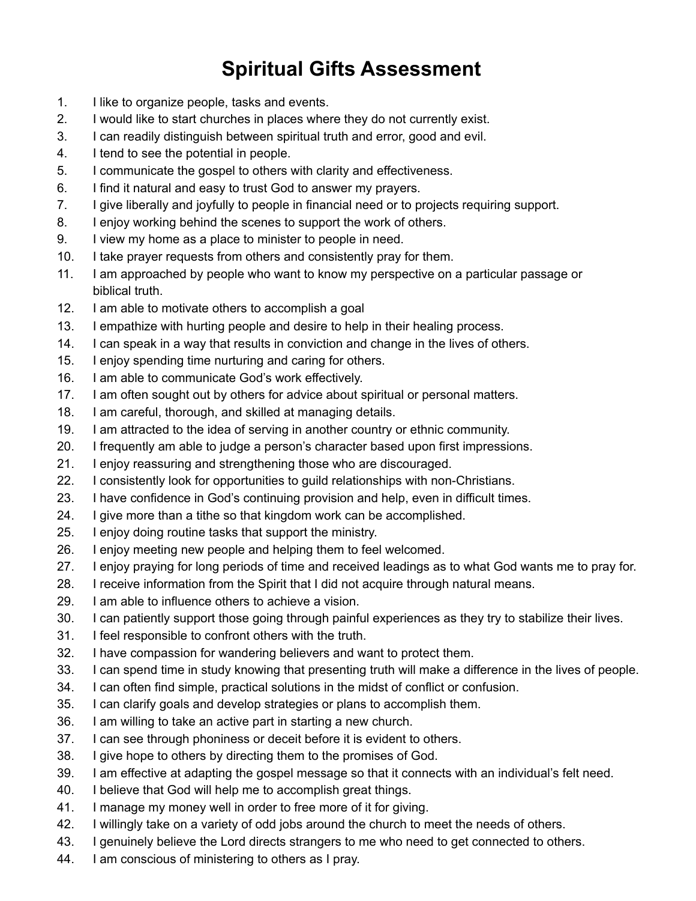# Spiritual Gifts Assessment

1. I like to organize people, tasks and events.
2. I would like to start churches in places where they do not currently exist.
3. I can readily distinguish between spiritual truth and error, good and evil.
4. I tend to see the potential in people.
5. I communicate the gospel to others with clarity and effectiveness.
6. I find it natural and easy to trust God to answer my prayers.
7. I give liberally and joyfully to people in financial need or to projects requiring support.
8. I enjoy working behind the scenes to support the work of others.
9. I view my home as a place to minister to people in need.
10. I take prayer requests from others and consistently pray for them.
11. I am approached by people who want to know my perspective on a particular passage or biblical truth.
12. I am able to motivate others to accomplish a goal
13. I empathize with hurting people and desire to help in their healing process.
14. I can speak in a way that results in conviction and change in the lives of others.
15. I enjoy spending time nurturing and caring for others.
16. I am able to communicate God's work effectively.
17. I am often sought out by others for advice about spiritual or personal matters.
18. I am careful, thorough, and skilled at managing details.
19. I am attracted to the idea of serving in another country or ethnic community.
20. I frequently am able to judge a person's character based upon first impressions.
21. I enjoy reassuring and strengthening those who are discouraged.
22. I consistently look for opportunities to guild relationships with non-Christians.
23. I have confidence in God's continuing provision and help, even in difficult times.
24. I give more than a tithe so that kingdom work can be accomplished.
25. I enjoy doing routine tasks that support the ministry.
26. I enjoy meeting new people and helping them to feel welcomed.
27. I enjoy praying for long periods of time and received leadings as to what God wants me to pray for.
28. I receive information from the Spirit that I did not acquire through natural means.
29. I am able to influence others to achieve a vision.
30. I can patiently support those going through painful experiences as they try to stabilize their lives.
31. I feel responsible to confront others with the truth.
32. I have compassion for wandering believers and want to protect them.
33. I can spend time in study knowing that presenting truth will make a difference in the lives of people.
34. I can often find simple, practical solutions in the midst of conflict or confusion.
35. I can clarify goals and develop strategies or plans to accomplish them.
36. I am willing to take an active part in starting a new church.
37. I can see through phoniness or deceit before it is evident to others.
38. I give hope to others by directing them to the promises of God.
39. I am effective at adapting the gospel message so that it connects with an individual's felt need.
40. I believe that God will help me to accomplish great things.
41. I manage my money well in order to free more of it for giving.
42. I willingly take on a variety of odd jobs around the church to meet the needs of others.
43. I genuinely believe the Lord directs strangers to me who need to get connected to others.
44. I am conscious of ministering to others as I pray.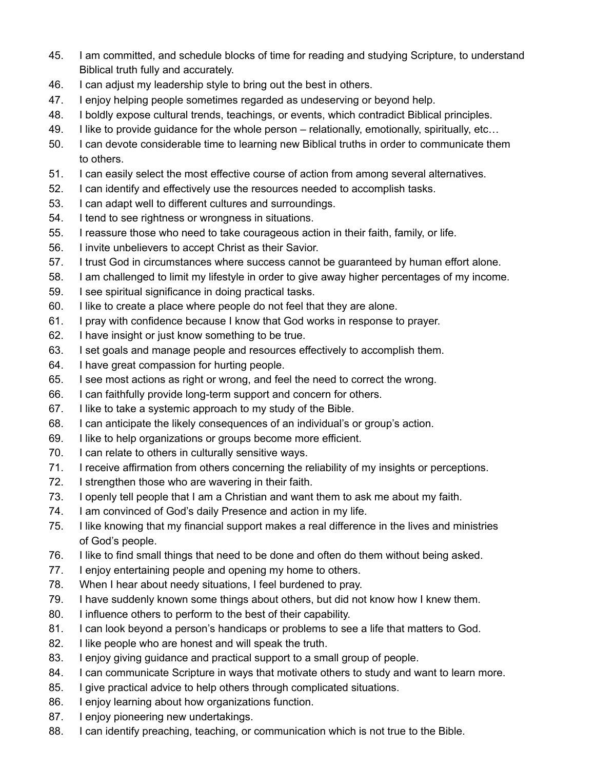45. I am committed, and schedule blocks of time for reading and studying Scripture, to understand Biblical truth fully and accurately.
46. I can adjust my leadership style to bring out the best in others.
47. I enjoy helping people sometimes regarded as undeserving or beyond help.
48. I boldly expose cultural trends, teachings, or events, which contradict Biblical principles.
49. I like to provide guidance for the whole person – relationally, emotionally, spiritually, etc…
50. I can devote considerable time to learning new Biblical truths in order to communicate them to others.
51. I can easily select the most effective course of action from among several alternatives.
52. I can identify and effectively use the resources needed to accomplish tasks.
53. I can adapt well to different cultures and surroundings.
54. I tend to see rightness or wrongness in situations.
55. I reassure those who need to take courageous action in their faith, family, or life.
56. I invite unbelievers to accept Christ as their Savior.
57. I trust God in circumstances where success cannot be guaranteed by human effort alone.
58. I am challenged to limit my lifestyle in order to give away higher percentages of my income.
59. I see spiritual significance in doing practical tasks.
60. I like to create a place where people do not feel that they are alone.
61. I pray with confidence because I know that God works in response to prayer.
62. I have insight or just know something to be true.
63. I set goals and manage people and resources effectively to accomplish them.
64. I have great compassion for hurting people.
65. I see most actions as right or wrong, and feel the need to correct the wrong.
66. I can faithfully provide long-term support and concern for others.
67. I like to take a systemic approach to my study of the Bible.
68. I can anticipate the likely consequences of an individual's or group's action.
69. I like to help organizations or groups become more efficient.
70. I can relate to others in culturally sensitive ways.
71. I receive affirmation from others concerning the reliability of my insights or perceptions.
72. I strengthen those who are wavering in their faith.
73. I openly tell people that I am a Christian and want them to ask me about my faith.
74. I am convinced of God's daily Presence and action in my life.
75. I like knowing that my financial support makes a real difference in the lives and ministries of God's people.
76. I like to find small things that need to be done and often do them without being asked.
77. I enjoy entertaining people and opening my home to others.
78. When I hear about needy situations, I feel burdened to pray.
79. I have suddenly known some things about others, but did not know how I knew them.
80. I influence others to perform to the best of their capability.
81. I can look beyond a person's handicaps or problems to see a life that matters to God.
82. I like people who are honest and will speak the truth.
83. I enjoy giving guidance and practical support to a small group of people.
84. I can communicate Scripture in ways that motivate others to study and want to learn more.
85. I give practical advice to help others through complicated situations.
86. I enjoy learning about how organizations function.
87. I enjoy pioneering new undertakings.
88. I can identify preaching, teaching, or communication which is not true to the Bible.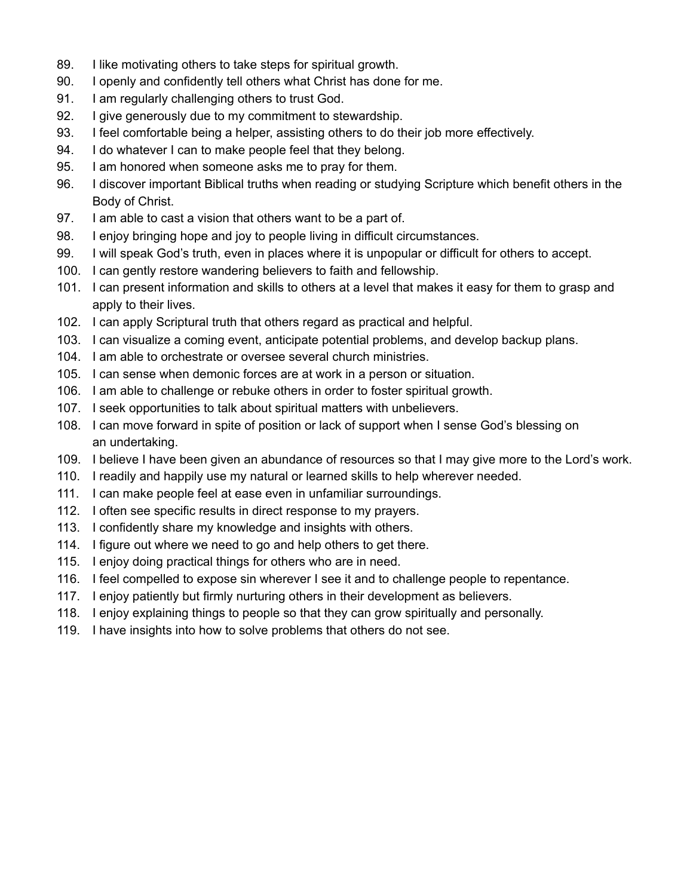89. I like motivating others to take steps for spiritual growth.
90. I openly and confidently tell others what Christ has done for me.
91. I am regularly challenging others to trust God.
92. I give generously due to my commitment to stewardship.
93. I feel comfortable being a helper, assisting others to do their job more effectively.
94. I do whatever I can to make people feel that they belong.
95. I am honored when someone asks me to pray for them.
96. I discover important Biblical truths when reading or studying Scripture which benefit others in the Body of Christ.
97. I am able to cast a vision that others want to be a part of.
98. I enjoy bringing hope and joy to people living in difficult circumstances.
99. I will speak God's truth, even in places where it is unpopular or difficult for others to accept.
100. I can gently restore wandering believers to faith and fellowship.
101. I can present information and skills to others at a level that makes it easy for them to grasp and apply to their lives.
102. I can apply Scriptural truth that others regard as practical and helpful.
103. I can visualize a coming event, anticipate potential problems, and develop backup plans.
104. I am able to orchestrate or oversee several church ministries.
105. I can sense when demonic forces are at work in a person or situation.
106. I am able to challenge or rebuke others in order to foster spiritual growth.
107. I seek opportunities to talk about spiritual matters with unbelievers.
108. I can move forward in spite of position or lack of support when I sense God's blessing on an undertaking.
109. I believe I have been given an abundance of resources so that I may give more to the Lord's work.
110. I readily and happily use my natural or learned skills to help wherever needed.
111. I can make people feel at ease even in unfamiliar surroundings.
112. I often see specific results in direct response to my prayers.
113. I confidently share my knowledge and insights with others.
114. I figure out where we need to go and help others to get there.
115. I enjoy doing practical things for others who are in need.
116. I feel compelled to expose sin wherever I see it and to challenge people to repentance.
117. I enjoy patiently but firmly nurturing others in their development as believers.
118. I enjoy explaining things to people so that they can grow spiritually and personally.
119. I have insights into how to solve problems that others do not see.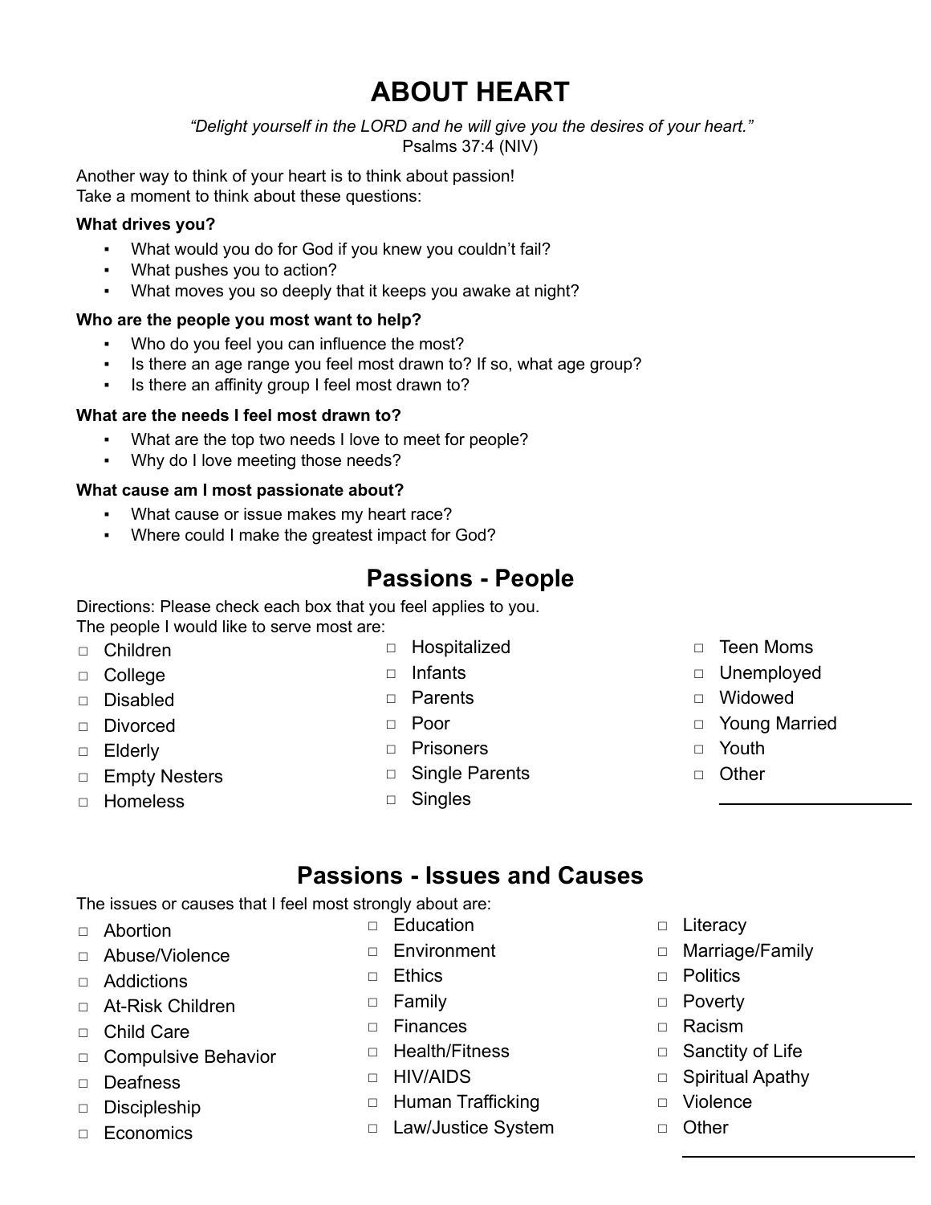# ABOUT HEART

*"Delight yourself in the LORD and he will give you the desires of your heart."*
Psalms 37:4 (NIV)

Another way to think of your heart is to think about passion!
Take a moment to think about these questions:

**What drives you?**

- What would you do for God if you knew you couldn't fail?
- What pushes you to action?
- What moves you so deeply that it keeps you awake at night?

**Who are the people you most want to help?**

- Who do you feel you can influence the most?
- Is there an age range you feel most drawn to? If so, what age group?
- Is there an affinity group I feel most drawn to?

**What are the needs I feel most drawn to?**

- What are the top two needs I love to meet for people?
- Why do I love meeting those needs?

**What cause am I most passionate about?**

- What cause or issue makes my heart race?
- Where could I make the greatest impact for God?

## Passions - People

Directions: Please check each box that you feel applies to you.
The people I would like to serve most are:

- ☐ Children
- ☐ College
- ☐ Disabled
- ☐ Divorced
- ☐ Elderly
- ☐ Empty Nesters
- ☐ Homeless
- ☐ Hospitalized
- ☐ Infants
- ☐ Parents
- ☐ Poor
- ☐ Prisoners
- ☐ Single Parents
- ☐ Singles
- ☐ Teen Moms
- ☐ Unemployed
- ☐ Widowed
- ☐ Young Married
- ☐ Youth
- ☐ Other ____________________

## Passions - Issues and Causes

The issues or causes that I feel most strongly about are:

- ☐ Abortion
- ☐ Abuse/Violence
- ☐ Addictions
- ☐ At-Risk Children
- ☐ Child Care
- ☐ Compulsive Behavior
- ☐ Deafness
- ☐ Discipleship
- ☐ Economics
- ☐ Education
- ☐ Environment
- ☐ Ethics
- ☐ Family
- ☐ Finances
- ☐ Health/Fitness
- ☐ HIV/AIDS
- ☐ Human Trafficking
- ☐ Law/Justice System
- ☐ Literacy
- ☐ Marriage/Family
- ☐ Politics
- ☐ Poverty
- ☐ Racism
- ☐ Sanctity of Life
- ☐ Spiritual Apathy
- ☐ Violence
- ☐ Other ____________________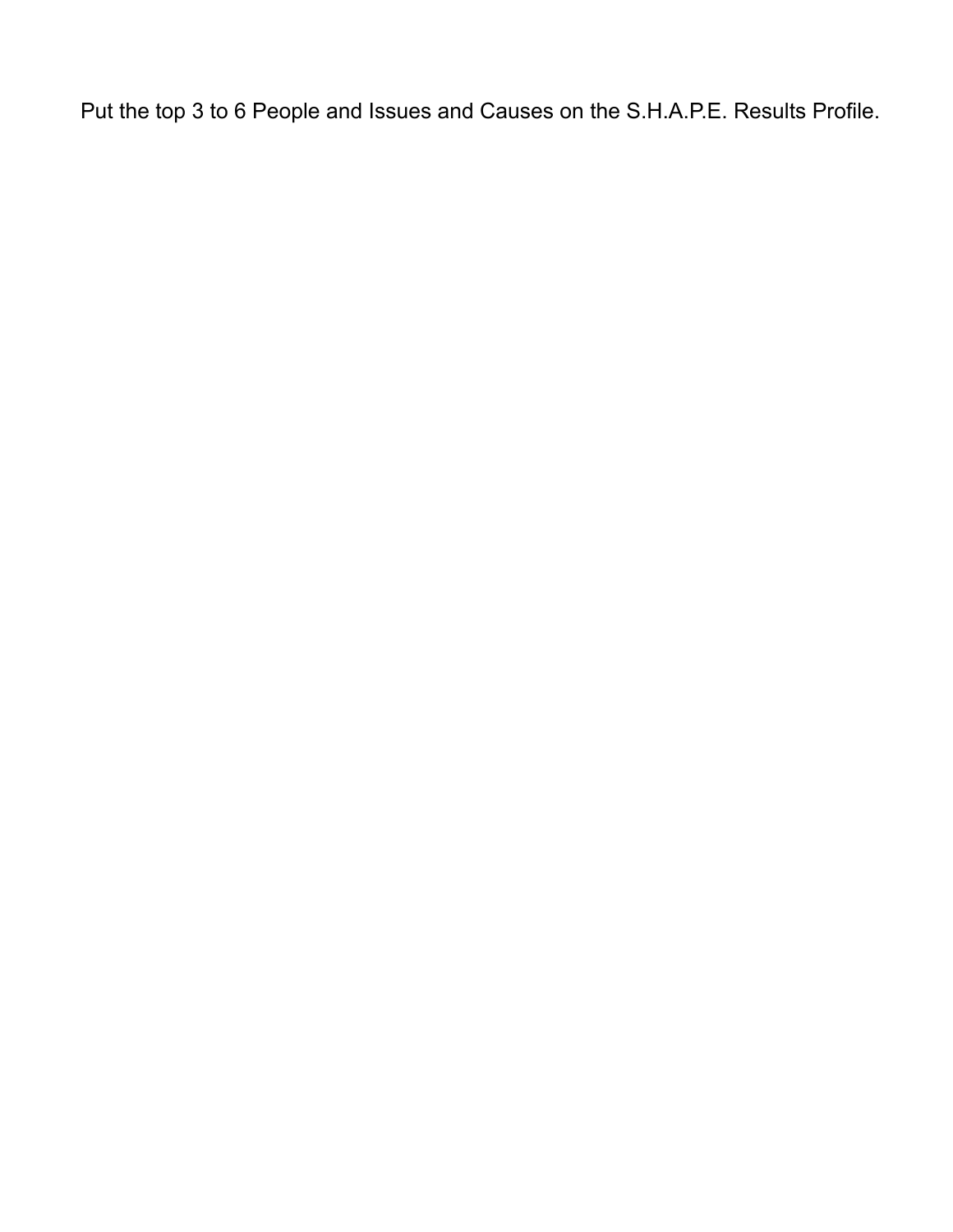Put the top 3 to 6 People and Issues and Causes on the S.H.A.P.E. Results Profile.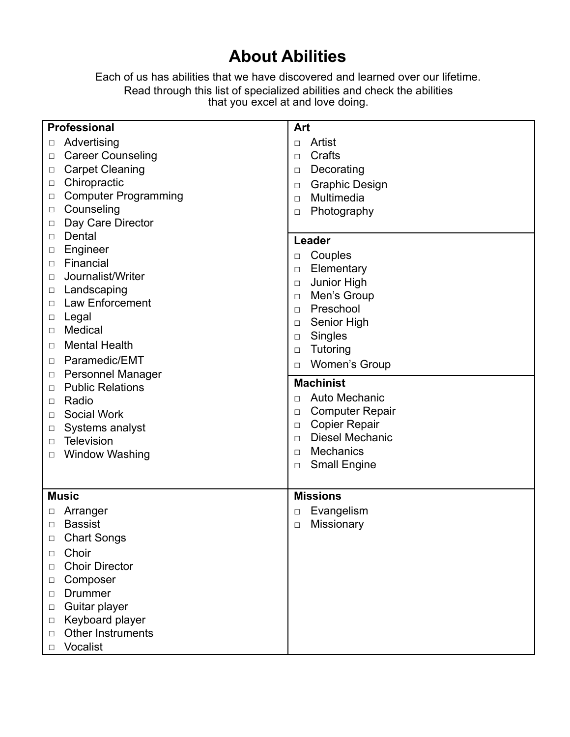# About Abilities

Each of us has abilities that we have discovered and learned over our lifetime.
Read through this list of specialized abilities and check the abilities that you excel at and love doing.

**Professional**

- □ Advertising
- □ Career Counseling
- □ Carpet Cleaning
- □ Chiropractic
- □ Computer Programming
- □ Counseling
- □ Day Care Director
- □ Dental
- □ Engineer
- □ Financial
- □ Journalist/Writer
- □ Landscaping
- □ Law Enforcement
- □ Legal
- □ Medical
- □ Mental Health
- □ Paramedic/EMT
- □ Personnel Manager
- □ Public Relations
- □ Radio
- □ Social Work
- □ Systems analyst
- □ Television
- □ Window Washing

**Art**

- □ Artist
- □ Crafts
- □ Decorating
- □ Graphic Design
- □ Multimedia
- □ Photography

**Leader**

- □ Couples
- □ Elementary
- □ Junior High
- □ Men's Group
- □ Preschool
- □ Senior High
- □ Singles
- □ Tutoring
- □ Women's Group

**Machinist**

- □ Auto Mechanic
- □ Computer Repair
- □ Copier Repair
- □ Diesel Mechanic
- □ Mechanics
- □ Small Engine

**Music**

- □ Arranger
- □ Bassist
- □ Chart Songs
- □ Choir
- □ Choir Director
- □ Composer
- □ Drummer
- □ Guitar player
- □ Keyboard player
- □ Other Instruments
- □ Vocalist

**Missions**

- □ Evangelism
- □ Missionary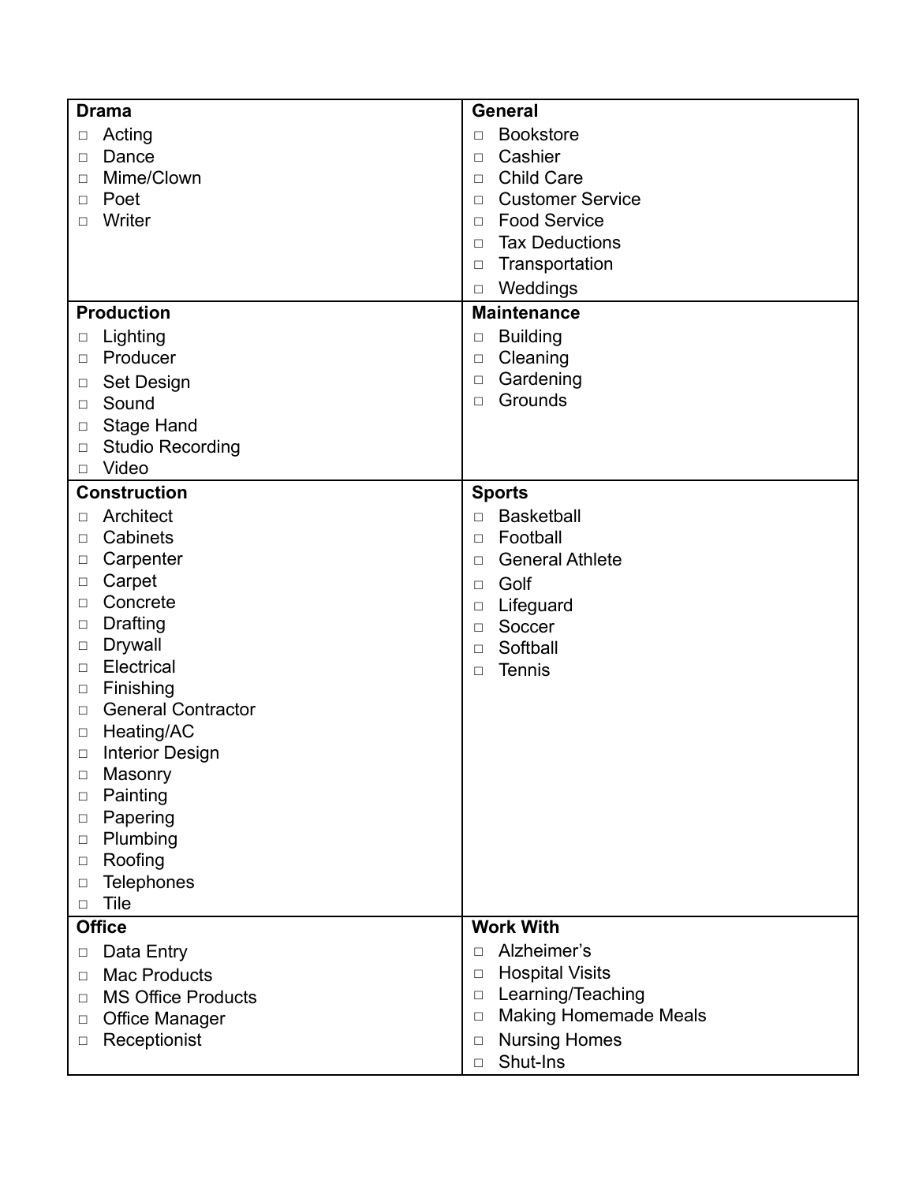| **Drama** | **General** |
| --- | --- |
| □ Acting<br>□ Dance<br>□ Mime/Clown<br>□ Poet<br>□ Writer | □ Bookstore<br>□ Cashier<br>□ Child Care<br>□ Customer Service<br>□ Food Service<br>□ Tax Deductions<br>□ Transportation<br>□ Weddings |
| **Production** | **Maintenance** |
| □ Lighting<br>□ Producer<br>□ Set Design<br>□ Sound<br>□ Stage Hand<br>□ Studio Recording<br>□ Video | □ Building<br>□ Cleaning<br>□ Gardening<br>□ Grounds |
| **Construction** | **Sports** |
| □ Architect<br>□ Cabinets<br>□ Carpenter<br>□ Carpet<br>□ Concrete<br>□ Drafting<br>□ Drywall<br>□ Electrical<br>□ Finishing<br>□ General Contractor<br>□ Heating/AC<br>□ Interior Design<br>□ Masonry<br>□ Painting<br>□ Papering<br>□ Plumbing<br>□ Roofing<br>□ Telephones<br>□ Tile | □ Basketball<br>□ Football<br>□ General Athlete<br>□ Golf<br>□ Lifeguard<br>□ Soccer<br>□ Softball<br>□ Tennis |
| **Office** | **Work With** |
| □ Data Entry<br>□ Mac Products<br>□ MS Office Products<br>□ Office Manager<br>□ Receptionist | □ Alzheimer's<br>□ Hospital Visits<br>□ Learning/Teaching<br>□ Making Homemade Meals<br>□ Nursing Homes<br>□ Shut-Ins |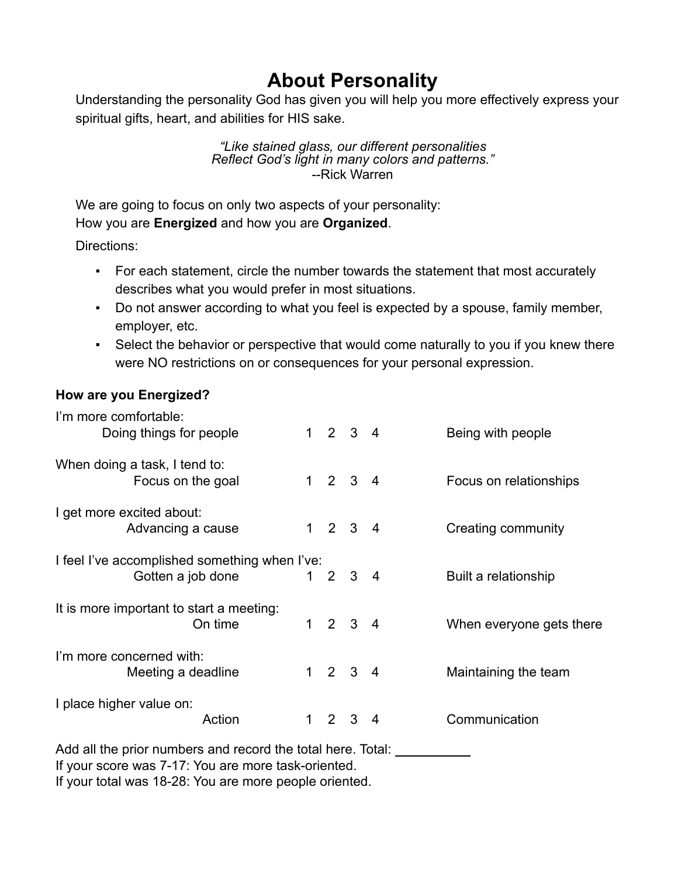# About Personality

Understanding the personality God has given you will help you more effectively express your spiritual gifts, heart, and abilities for HIS sake.

*"Like stained glass, our different personalities*
*Reflect God's light in many colors and patterns."*
--Rick Warren

We are going to focus on only two aspects of your personality:
How you are **Energized** and how you are **Organized**.

Directions:

- For each statement, circle the number towards the statement that most accurately describes what you would prefer in most situations.
- Do not answer according to what you feel is expected by a spouse, family member, employer, etc.
- Select the behavior or perspective that would come naturally to you if you knew there were NO restrictions on or consequences for your personal expression.

**How are you Energized?**

| | | |
|---|---|---|
| I'm more comfortable: | | |
| Doing things for people | 1 2 3 4 | Being with people |
| When doing a task, I tend to: | | |
| Focus on the goal | 1 2 3 4 | Focus on relationships |
| I get more excited about: | | |
| Advancing a cause | 1 2 3 4 | Creating community |
| I feel I've accomplished something when I've: | | |
| Gotten a job done | 1 2 3 4 | Built a relationship |
| It is more important to start a meeting: | | |
| On time | 1 2 3 4 | When everyone gets there |
| I'm more concerned with: | | |
| Meeting a deadline | 1 2 3 4 | Maintaining the team |
| I place higher value on: | | |
| Action | 1 2 3 4 | Communication |

Add all the prior numbers and record the total here. Total: __________
If your score was 7-17: You are more task-oriented.
If your total was 18-28: You are more people oriented.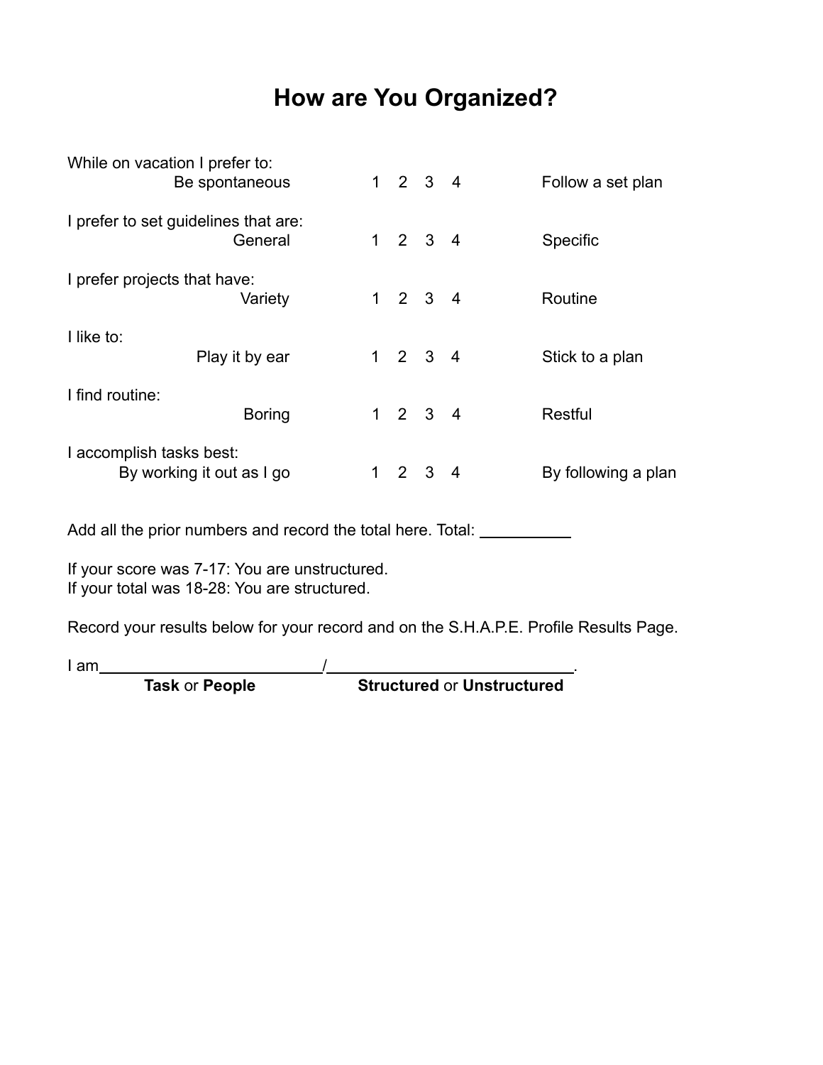# How are You Organized?

| | | |
|---|---|---|
| While on vacation I prefer to: | | |
| Be spontaneous | 1 2 3 4 | Follow a set plan |
| I prefer to set guidelines that are: | | |
| General | 1 2 3 4 | Specific |
| I prefer projects that have: | | |
| Variety | 1 2 3 4 | Routine |
| I like to: | | |
| Play it by ear | 1 2 3 4 | Stick to a plan |
| I find routine: | | |
| Boring | 1 2 3 4 | Restful |
| I accomplish tasks best: | | |
| By working it out as I go | 1 2 3 4 | By following a plan |

Add all the prior numbers and record the total here. Total: __________

If your score was 7-17: You are unstructured.
If your total was 18-28: You are structured.

Record your results below for your record and on the S.H.A.P.E. Profile Results Page.

I am_________________________/___________________________.

**Task** or **People** / **Structured** or **Unstructured**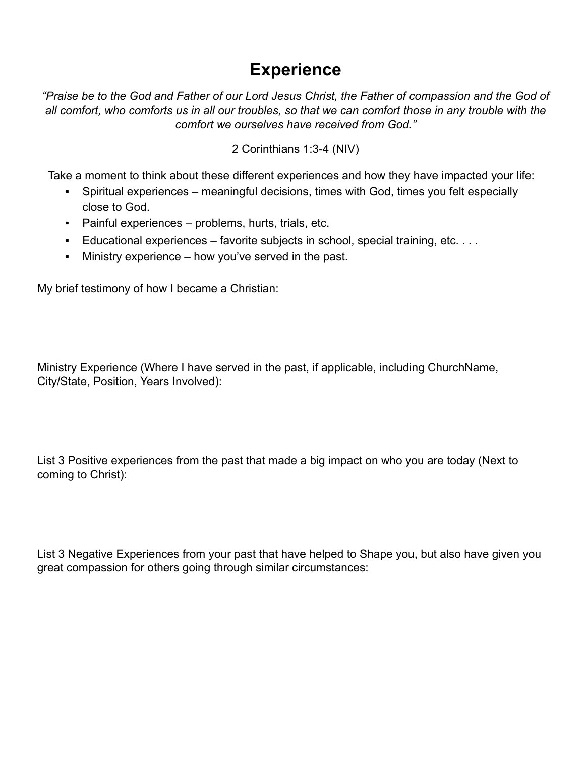# Experience

*"Praise be to the God and Father of our Lord Jesus Christ, the Father of compassion and the God of all comfort, who comforts us in all our troubles, so that we can comfort those in any trouble with the comfort we ourselves have received from God."*

2 Corinthians 1:3-4 (NIV)

Take a moment to think about these different experiences and how they have impacted your life:

- Spiritual experiences – meaningful decisions, times with God, times you felt especially close to God.
- Painful experiences – problems, hurts, trials, etc.
- Educational experiences – favorite subjects in school, special training, etc. . . .
- Ministry experience – how you've served in the past.

My brief testimony of how I became a Christian:

Ministry Experience (Where I have served in the past, if applicable, including ChurchName, City/State, Position, Years Involved):

List 3 Positive experiences from the past that made a big impact on who you are today (Next to coming to Christ):

List 3 Negative Experiences from your past that have helped to Shape you, but also have given you great compassion for others going through similar circumstances: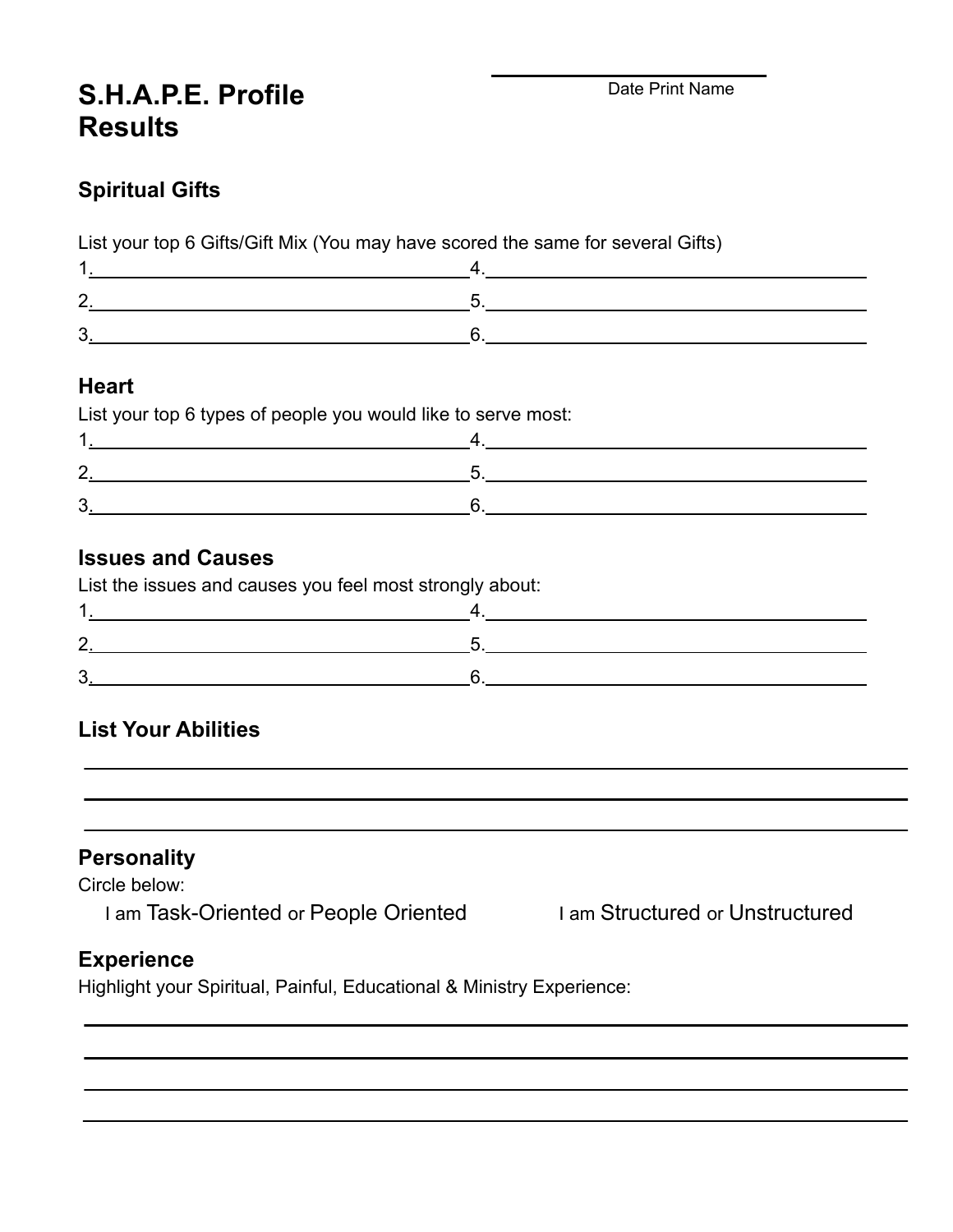# S.H.A.P.E. Profile Results

Date Print Name

## Spiritual Gifts

List your top 6 Gifts/Gift Mix (You may have scored the same for several Gifts)

1.______________________ 4.______________________

2.______________________ 5.______________________

3.______________________ 6.______________________

## Heart

List your top 6 types of people you would like to serve most:

1.______________________ 4.______________________

2.______________________ 5.______________________

3.______________________ 6.______________________

## Issues and Causes

List the issues and causes you feel most strongly about:

1.______________________ 4.______________________

2.______________________ 5.______________________

3.______________________ 6.______________________

## List Your Abilities

______________________________________________

______________________________________________

______________________________________________

## Personality

Circle below:

I am Task-Oriented or People Oriented I am Structured or Unstructured

## Experience

Highlight your Spiritual, Painful, Educational & Ministry Experience:

______________________________________________

______________________________________________

______________________________________________

______________________________________________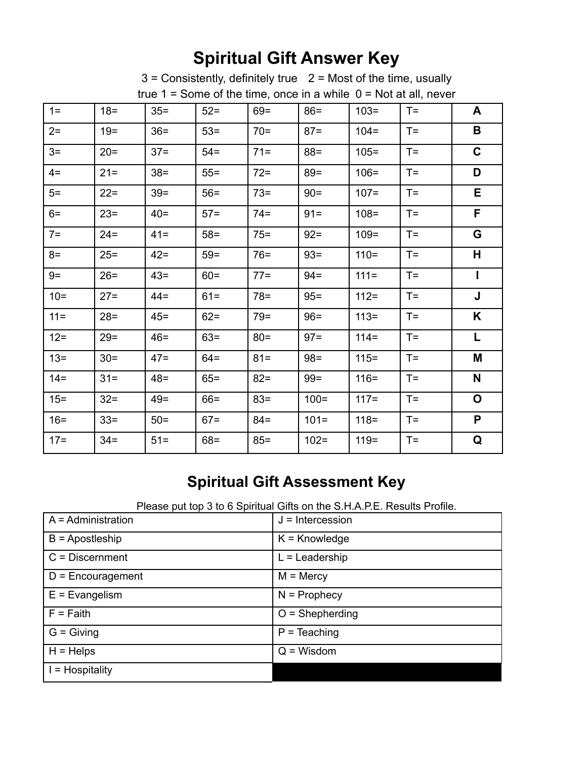# Spiritual Gift Answer Key

3 = Consistently, definitely true 2 = Most of the time, usually true 1 = Some of the time, once in a while 0 = Not at all, never

| | | | | | | | | |
|---|---|---|---|---|---|---|---|---|
| 1= | 18= | 35= | 52= | 69= | 86= | 103= | T= | **A** |
| 2= | 19= | 36= | 53= | 70= | 87= | 104= | T= | **B** |
| 3= | 20= | 37= | 54= | 71= | 88= | 105= | T= | **C** |
| 4= | 21= | 38= | 55= | 72= | 89= | 106= | T= | **D** |
| 5= | 22= | 39= | 56= | 73= | 90= | 107= | T= | **E** |
| 6= | 23= | 40= | 57= | 74= | 91= | 108= | T= | **F** |
| 7= | 24= | 41= | 58= | 75= | 92= | 109= | T= | **G** |
| 8= | 25= | 42= | 59= | 76= | 93= | 110= | T= | **H** |
| 9= | 26= | 43= | 60= | 77= | 94= | 111= | T= | **I** |
| 10= | 27= | 44= | 61= | 78= | 95= | 112= | T= | **J** |
| 11= | 28= | 45= | 62= | 79= | 96= | 113= | T= | **K** |
| 12= | 29= | 46= | 63= | 80= | 97= | 114= | T= | **L** |
| 13= | 30= | 47= | 64= | 81= | 98= | 115= | T= | **M** |
| 14= | 31= | 48= | 65= | 82= | 99= | 116= | T= | **N** |
| 15= | 32= | 49= | 66= | 83= | 100= | 117= | T= | **O** |
| 16= | 33= | 50= | 67= | 84= | 101= | 118= | T= | **P** |
| 17= | 34= | 51= | 68= | 85= | 102= | 119= | T= | **Q** |

# Spiritual Gift Assessment Key

Please put top 3 to 6 Spiritual Gifts on the S.H.A.P.E. Results Profile.

| | |
|---|---|
| A = Administration | J = Intercession |
| B = Apostleship | K = Knowledge |
| C = Discernment | L = Leadership |
| D = Encouragement | M = Mercy |
| E = Evangelism | N = Prophecy |
| F = Faith | O = Shepherding |
| G = Giving | P = Teaching |
| H = Helps | Q = Wisdom |
| I = Hospitality | |